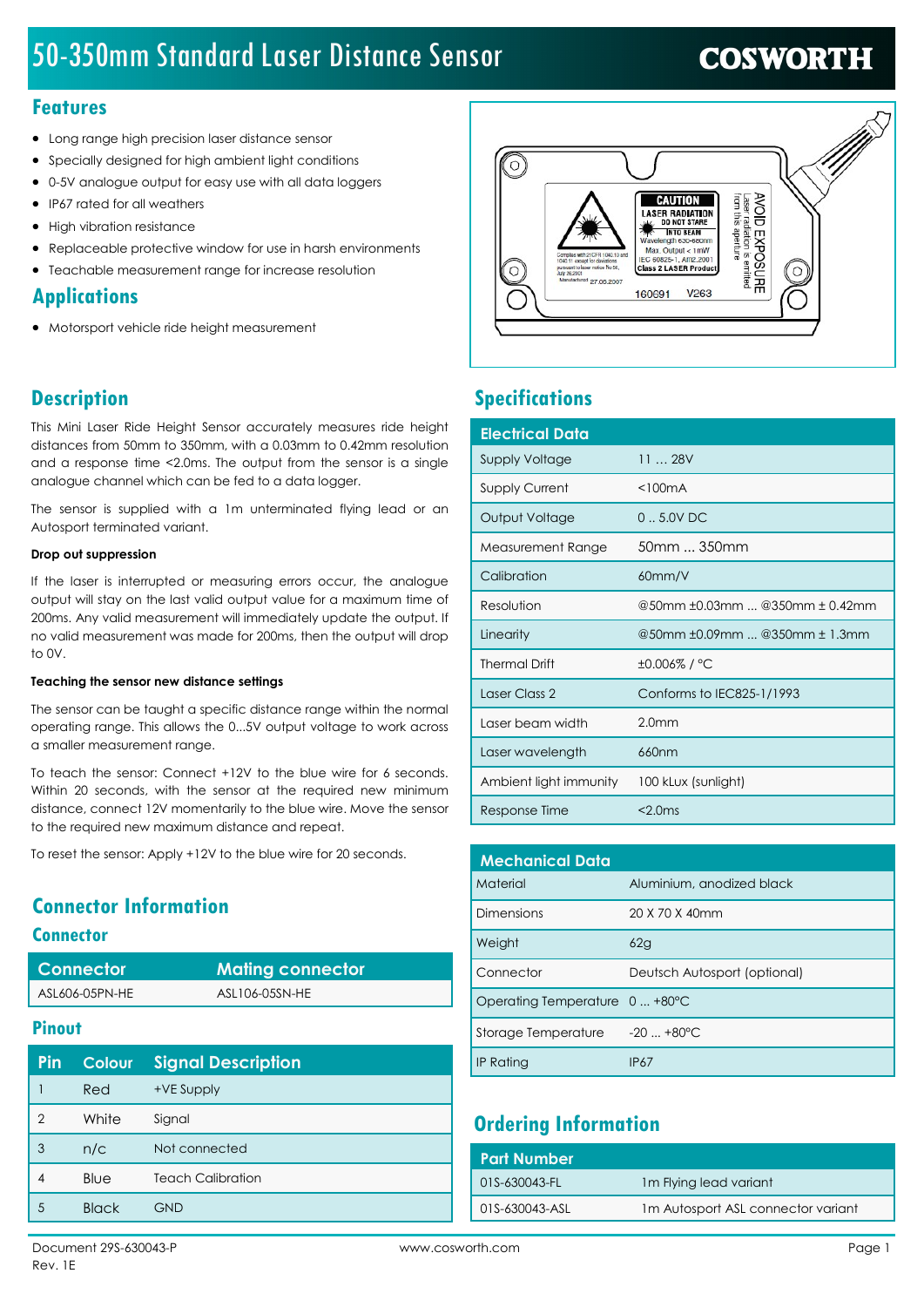# 50-350mm Standard Laser Distance Sensor

**COSWORTH**

## Features

- Long range high precision laser distance sensor
- Specially designed for high ambient light conditions
- 0-5V analogue output for easy use with all data loggers
- IP67 rated for all weathers
- High vibration resistance
- Replaceable protective window for use in harsh environments
- Teachable measurement range for increase resolution

## Applications

- Motorsport vehicle ride height measurement

## Description

This Mini Laser Ride Height Sensor accurately measures ride height distances from 50mm to 350mm, with a 0.03mm to 0.42mm resolution and a response time <2.0ms. The output from the sensor is a single analogue channel which can be fed to a data logger.

The sensor is supplied with a 1m unterminated flying lead or an Autosport terminated variant.

**Drop out suppression**

If the laser is interrupted or measuring errors occur, the analogue output will stay on the last valid output value for a maximum time of 200ms. Any valid measurement will immediately update the output. If no valid measurement was made for 200ms, then the output will drop to 0V.

**Teaching the sensor new distance settings**

The sensor can be taught a specific distance range within the normal operating range. This allows the 0...5V output voltage to work across a smaller measurement range.

To teach the sensor: Connect +12V to the blue wire for 6 seconds. Within 20 seconds, with the sensor at the required new minimum distance, connect 12V momentarily to the blue wire. Move the sensor to the required new maximum distance and repeat.

To reset the sensor: Apply +12V to the blue wire for 20 seconds.

## Connector Information

### Connector

| Connector | Mating connector |
|---|---|
| ASL606-05PN-HE | ASL106-05SN-HE |

### Pinout

| Pin | Colour | Signal Description |
|---|---|---|
| 1 | Red | +VE Supply |
| 2 | White | Signal |
| 3 | n/c | Not connected |
| 4 | Blue | Teach Calibration |
| 5 | Black | GND |

## Specifications

| Electrical Data | |
|---|---|
| Supply Voltage | 11 … 28V |
| Supply Current | <100mA |
| Output Voltage | 0 .. 5.0V DC |
| Measurement Range | 50mm … 350mm |
| Calibration | 60mm/V |
| Resolution | @50mm ±0.03mm … @350mm ± 0.42mm |
| Linearity | @50mm ±0.09mm … @350mm ± 1.3mm |
| Thermal Drift | ±0.006% / °C |
| Laser Class 2 | Conforms to IEC825-1/1993 |
| Laser beam width | 2.0mm |
| Laser wavelength | 660nm |
| Ambient light immunity | 100 kLux (sunlight) |
| Response Time | <2.0ms |

| Mechanical Data | |
|---|---|
| Material | Aluminium, anodized black |
| Dimensions | 20 X 70 X 40mm |
| Weight | 62g |
| Connector | Deutsch Autosport (optional) |
| Operating Temperature | 0 … +80°C |
| Storage Temperature | -20 … +80°C |
| IP Rating | IP67 |

## Ordering Information

| Part Number | |
|---|---|
| 01S-630043-FL | 1m Flying lead variant |
| 01S-630043-ASL | 1m Autosport ASL connector variant |

Document 29S-630043-P
Rev. 1E

www.cosworth.com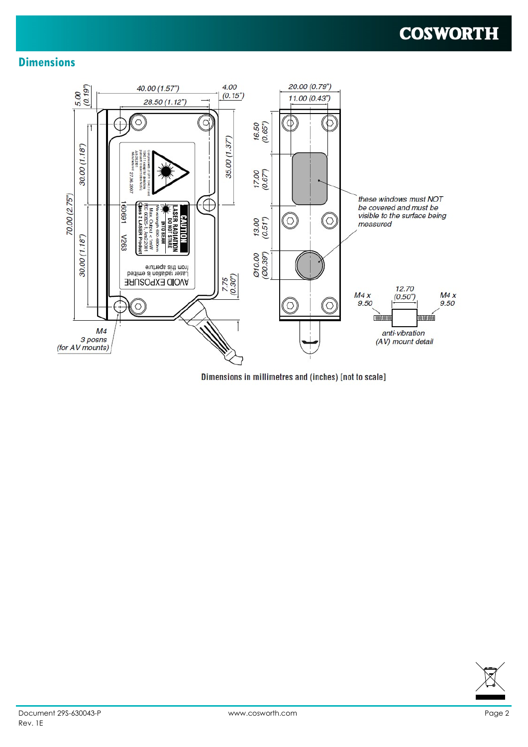## Dimensions

40.00 (1.57")

28.50 (1.12")

4.00 (0.15")

5.00 (0.19")

30.00 (1.18")

70.00 (2.75")

30.00 (1.18")

35.00 (1.37")

7.75 (0.30")

M4
3 posns
(for AV mounts)

20.00 (0.79")

11.00 (0.43")

16.50 (0.65")

17.00 (0.67")

13.00 (0.51")

Ø10.00 (Ø0.39")

these windows must NOT be covered and must be visible to the surface being measured

M4 x 9.50

12.70 (0.50")

M4 x 9.50

anti-vibration (AV) mount detail

CAUTION
LASER RADIATION
DO NOT STARE
INTO BEAM
Wavelength 630-680nm
Max. Output < 1mW
IEC 60825-1 Am2:2001
Class 2 LASER Product

AVOID EXPOSURE
Laser radiation is emitted from this aperture

160691 V263

Dimensions in millimetres and (inches) [not to scale]